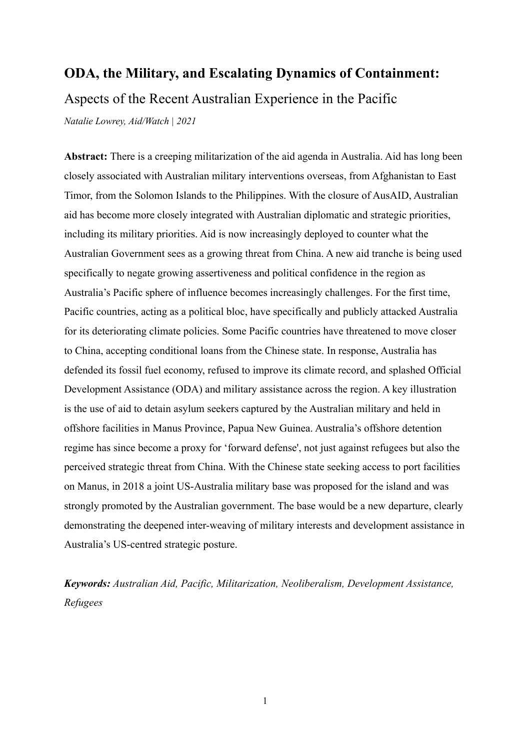# ODA, the Military, and Escalating Dynamics of Containment:

## Aspects of the Recent Australian Experience in the Pacific

*Natalie Lowrey, Aid/Watch | 2021*

**Abstract:** There is a creeping militarization of the aid agenda in Australia. Aid has long been closely associated with Australian military interventions overseas, from Afghanistan to East Timor, from the Solomon Islands to the Philippines. With the closure of AusAID, Australian aid has become more closely integrated with Australian diplomatic and strategic priorities, including its military priorities. Aid is now increasingly deployed to counter what the Australian Government sees as a growing threat from China. A new aid tranche is being used specifically to negate growing assertiveness and political confidence in the region as Australia's Pacific sphere of influence becomes increasingly challenges. For the first time, Pacific countries, acting as a political bloc, have specifically and publicly attacked Australia for its deteriorating climate policies. Some Pacific countries have threatened to move closer to China, accepting conditional loans from the Chinese state. In response, Australia has defended its fossil fuel economy, refused to improve its climate record, and splashed Official Development Assistance (ODA) and military assistance across the region. A key illustration is the use of aid to detain asylum seekers captured by the Australian military and held in offshore facilities in Manus Province, Papua New Guinea. Australia's offshore detention regime has since become a proxy for 'forward defense', not just against refugees but also the perceived strategic threat from China. With the Chinese state seeking access to port facilities on Manus, in 2018 a joint US-Australia military base was proposed for the island and was strongly promoted by the Australian government. The base would be a new departure, clearly demonstrating the deepened inter-weaving of military interests and development assistance in Australia's US-centred strategic posture.

***Keywords:*** *Australian Aid, Pacific, Militarization, Neoliberalism, Development Assistance, Refugees*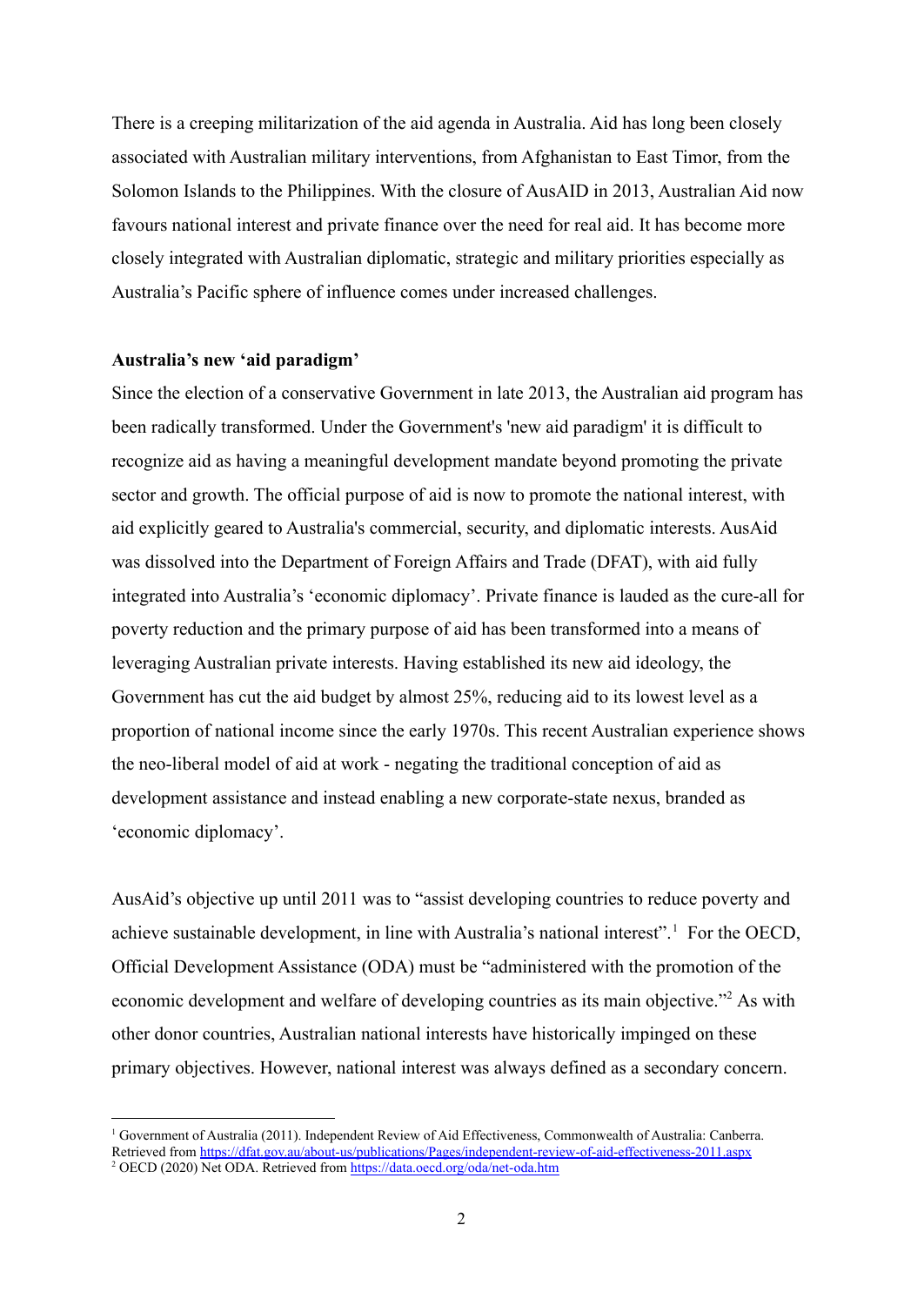There is a creeping militarization of the aid agenda in Australia. Aid has long been closely associated with Australian military interventions, from Afghanistan to East Timor, from the Solomon Islands to the Philippines. With the closure of AusAID in 2013, Australian Aid now favours national interest and private finance over the need for real aid. It has become more closely integrated with Australian diplomatic, strategic and military priorities especially as Australia's Pacific sphere of influence comes under increased challenges.

**Australia's new 'aid paradigm'**

Since the election of a conservative Government in late 2013, the Australian aid program has been radically transformed. Under the Government's 'new aid paradigm' it is difficult to recognize aid as having a meaningful development mandate beyond promoting the private sector and growth. The official purpose of aid is now to promote the national interest, with aid explicitly geared to Australia's commercial, security, and diplomatic interests. AusAid was dissolved into the Department of Foreign Affairs and Trade (DFAT), with aid fully integrated into Australia's 'economic diplomacy'. Private finance is lauded as the cure-all for poverty reduction and the primary purpose of aid has been transformed into a means of leveraging Australian private interests. Having established its new aid ideology, the Government has cut the aid budget by almost 25%, reducing aid to its lowest level as a proportion of national income since the early 1970s. This recent Australian experience shows the neo-liberal model of aid at work - negating the traditional conception of aid as development assistance and instead enabling a new corporate-state nexus, branded as 'economic diplomacy'.

AusAid's objective up until 2011 was to "assist developing countries to reduce poverty and achieve sustainable development, in line with Australia's national interest".[1] For the OECD, Official Development Assistance (ODA) must be "administered with the promotion of the economic development and welfare of developing countries as its main objective."[2] As with other donor countries, Australian national interests have historically impinged on these primary objectives. However, national interest was always defined as a secondary concern.

---

[1] Government of Australia (2011). Independent Review of Aid Effectiveness, Commonwealth of Australia: Canberra. Retrieved from https://dfat.gov.au/about-us/publications/Pages/independent-review-of-aid-effectiveness-2011.aspx

[2] OECD (2020) Net ODA. Retrieved from https://data.oecd.org/oda/net-oda.htm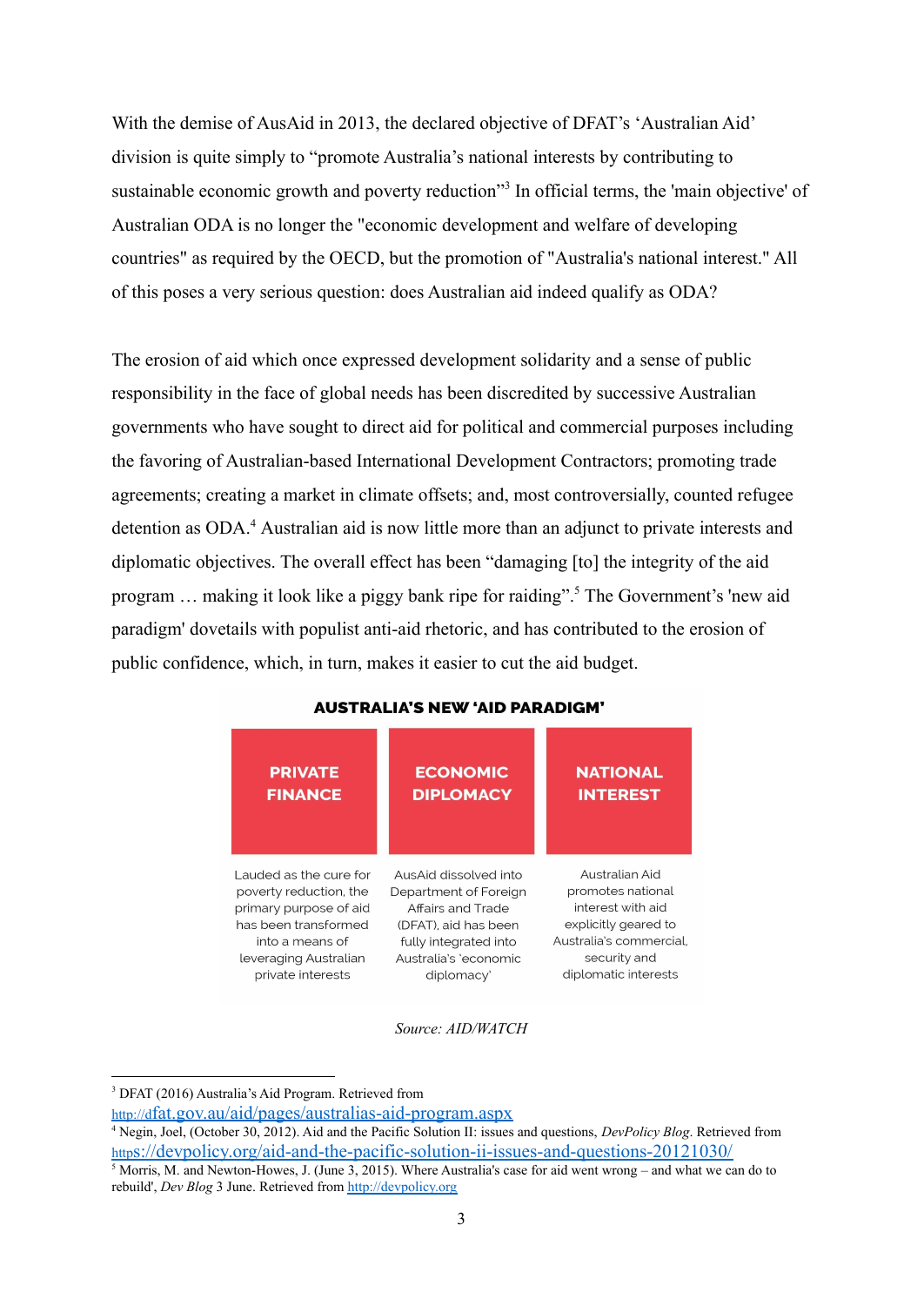With the demise of AusAid in 2013, the declared objective of DFAT's 'Australian Aid' division is quite simply to "promote Australia's national interests by contributing to sustainable economic growth and poverty reduction"[3] In official terms, the 'main objective' of Australian ODA is no longer the "economic development and welfare of developing countries" as required by the OECD, but the promotion of "Australia's national interest." All of this poses a very serious question: does Australian aid indeed qualify as ODA?

The erosion of aid which once expressed development solidarity and a sense of public responsibility in the face of global needs has been discredited by successive Australian governments who have sought to direct aid for political and commercial purposes including the favoring of Australian-based International Development Contractors; promoting trade agreements; creating a market in climate offsets; and, most controversially, counted refugee detention as ODA.[4] Australian aid is now little more than an adjunct to private interests and diplomatic objectives. The overall effect has been "damaging [to] the integrity of the aid program … making it look like a piggy bank ripe for raiding".[5] The Government's 'new aid paradigm' dovetails with populist anti-aid rhetoric, and has contributed to the erosion of public confidence, which, in turn, makes it easier to cut the aid budget.

**AUSTRALIA'S NEW 'AID PARADIGM'**

| PRIVATE FINANCE | ECONOMIC DIPLOMACY | NATIONAL INTEREST |
|---|---|---|
| Lauded as the cure for poverty reduction, the primary purpose of aid has been transformed into a means of leveraging Australian private interests | AusAid dissolved into Department of Foreign Affairs and Trade (DFAT), aid has been fully integrated into Australia's 'economic diplomacy' | Australian Aid promotes national interest with aid explicitly geared to Australia's commercial, security and diplomatic interests |

*Source: AID/WATCH*

---

[3] DFAT (2016) Australia's Aid Program. Retrieved from http://dfat.gov.au/aid/pages/australias-aid-program.aspx

[4] Negin, Joel, (October 30, 2012). Aid and the Pacific Solution II: issues and questions, *DevPolicy Blog*. Retrieved from https://devpolicy.org/aid-and-the-pacific-solution-ii-issues-and-questions-20121030/

[5] Morris, M. and Newton-Howes, J. (June 3, 2015). Where Australia's case for aid went wrong – and what we can do to rebuild', *Dev Blog* 3 June. Retrieved from http://devpolicy.org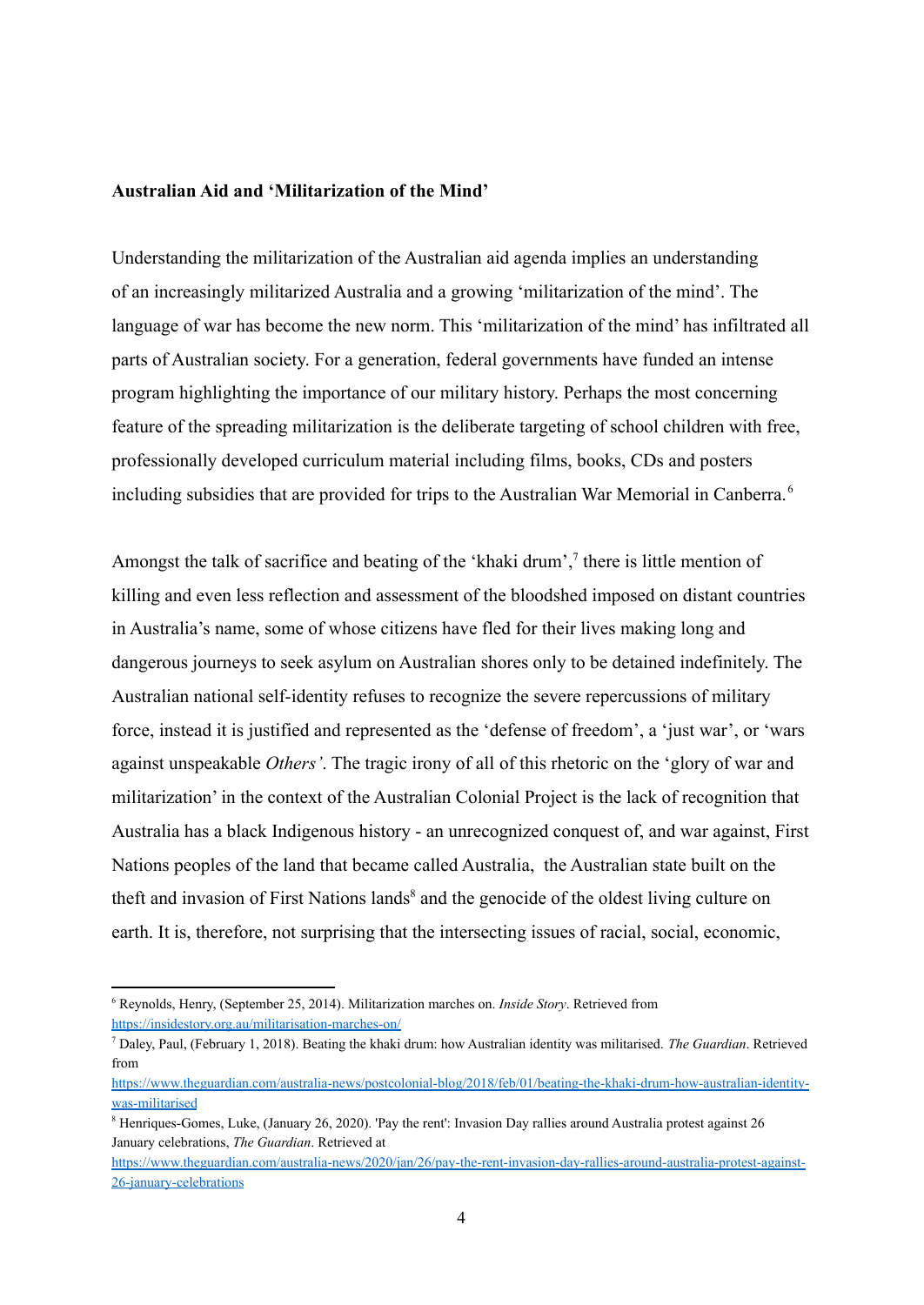**Australian Aid and 'Militarization of the Mind'**

Understanding the militarization of the Australian aid agenda implies an understanding of an increasingly militarized Australia and a growing 'militarization of the mind'. The language of war has become the new norm. This 'militarization of the mind' has infiltrated all parts of Australian society. For a generation, federal governments have funded an intense program highlighting the importance of our military history. Perhaps the most concerning feature of the spreading militarization is the deliberate targeting of school children with free, professionally developed curriculum material including films, books, CDs and posters including subsidies that are provided for trips to the Australian War Memorial in Canberra.[6]

Amongst the talk of sacrifice and beating of the 'khaki drum',[7] there is little mention of killing and even less reflection and assessment of the bloodshed imposed on distant countries in Australia's name, some of whose citizens have fled for their lives making long and dangerous journeys to seek asylum on Australian shores only to be detained indefinitely. The Australian national self-identity refuses to recognize the severe repercussions of military force, instead it is justified and represented as the 'defense of freedom', a 'just war', or 'wars against unspeakable *Others'*. The tragic irony of all of this rhetoric on the 'glory of war and militarization' in the context of the Australian Colonial Project is the lack of recognition that Australia has a black Indigenous history - an unrecognized conquest of, and war against, First Nations peoples of the land that became called Australia, the Australian state built on the theft and invasion of First Nations lands[8] and the genocide of the oldest living culture on earth. It is, therefore, not surprising that the intersecting issues of racial, social, economic,

---

[6] Reynolds, Henry, (September 25, 2014). Militarization marches on. *Inside Story*. Retrieved from https://insidestory.org.au/militarisation-marches-on/

[7] Daley, Paul, (February 1, 2018). Beating the khaki drum: how Australian identity was militarised. *The Guardian*. Retrieved from https://www.theguardian.com/australia-news/postcolonial-blog/2018/feb/01/beating-the-khaki-drum-how-australian-identity-was-militarised

[8] Henriques-Gomes, Luke, (January 26, 2020). 'Pay the rent': Invasion Day rallies around Australia protest against 26 January celebrations, *The Guardian*. Retrieved at https://www.theguardian.com/australia-news/2020/jan/26/pay-the-rent-invasion-day-rallies-around-australia-protest-against-26-january-celebrations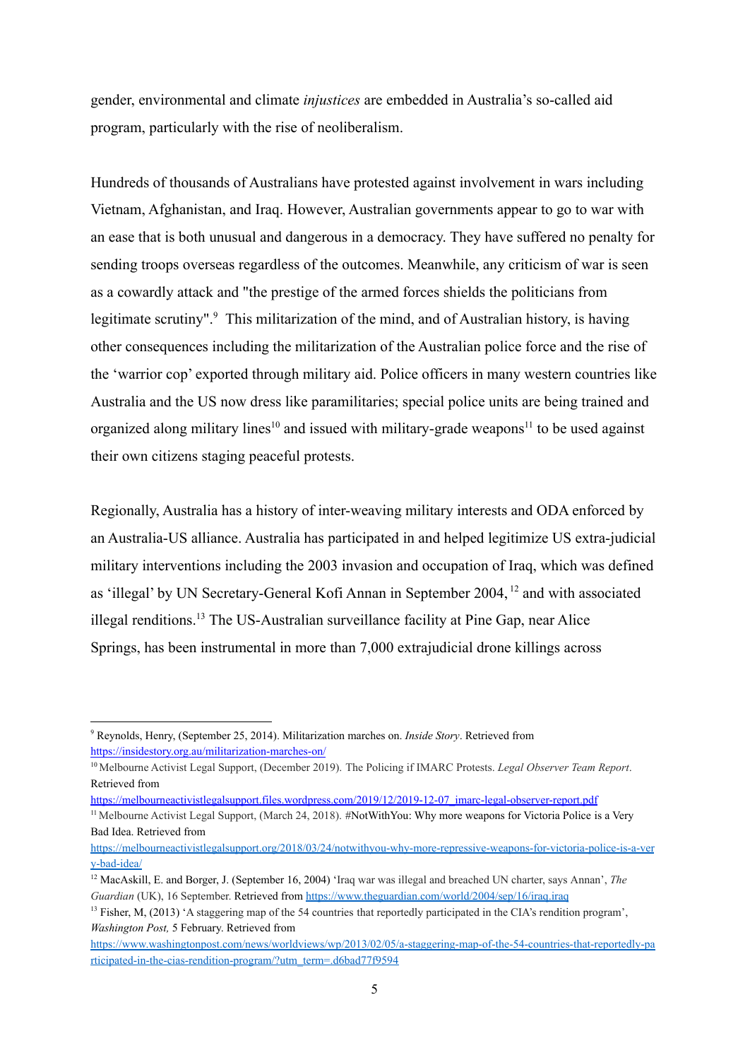gender, environmental and climate *injustices* are embedded in Australia's so-called aid program, particularly with the rise of neoliberalism.

Hundreds of thousands of Australians have protested against involvement in wars including Vietnam, Afghanistan, and Iraq. However, Australian governments appear to go to war with an ease that is both unusual and dangerous in a democracy. They have suffered no penalty for sending troops overseas regardless of the outcomes. Meanwhile, any criticism of war is seen as a cowardly attack and "the prestige of the armed forces shields the politicians from legitimate scrutiny".[9] This militarization of the mind, and of Australian history, is having other consequences including the militarization of the Australian police force and the rise of the 'warrior cop' exported through military aid. Police officers in many western countries like Australia and the US now dress like paramilitaries; special police units are being trained and organized along military lines[10] and issued with military-grade weapons[11] to be used against their own citizens staging peaceful protests.

Regionally, Australia has a history of inter-weaving military interests and ODA enforced by an Australia-US alliance. Australia has participated in and helped legitimize US extra-judicial military interventions including the 2003 invasion and occupation of Iraq, which was defined as 'illegal' by UN Secretary-General Kofi Annan in September 2004, [12] and with associated illegal renditions.[13] The US-Australian surveillance facility at Pine Gap, near Alice Springs, has been instrumental in more than 7,000 extrajudicial drone killings across

---

[9] Reynolds, Henry, (September 25, 2014). Militarization marches on. *Inside Story*. Retrieved from https://insidestory.org.au/militarization-marches-on/

[10] Melbourne Activist Legal Support, (December 2019). The Policing if IMARC Protests. *Legal Observer Team Report*. Retrieved from https://melbourneactivistlegalsupport.files.wordpress.com/2019/12/2019-12-07_imarc-legal-observer-report.pdf

[11] Melbourne Activist Legal Support, (March 24, 2018). #NotWithYou: Why more weapons for Victoria Police is a Very Bad Idea. Retrieved from https://melbourneactivistlegalsupport.org/2018/03/24/notwithyou-why-more-repressive-weapons-for-victoria-police-is-a-very-bad-idea/

[12] MacAskill, E. and Borger, J. (September 16, 2004) 'Iraq war was illegal and breached UN charter, says Annan', *The Guardian* (UK), 16 September. Retrieved from https://www.theguardian.com/world/2004/sep/16/iraq.iraq

[13] Fisher, M, (2013) 'A staggering map of the 54 countries that reportedly participated in the CIA's rendition program', *Washington Post,* 5 February. Retrieved from https://www.washingtonpost.com/news/worldviews/wp/2013/02/05/a-staggering-map-of-the-54-countries-that-reportedly-participated-in-the-cias-rendition-program/?utm_term=.d6bad77f9594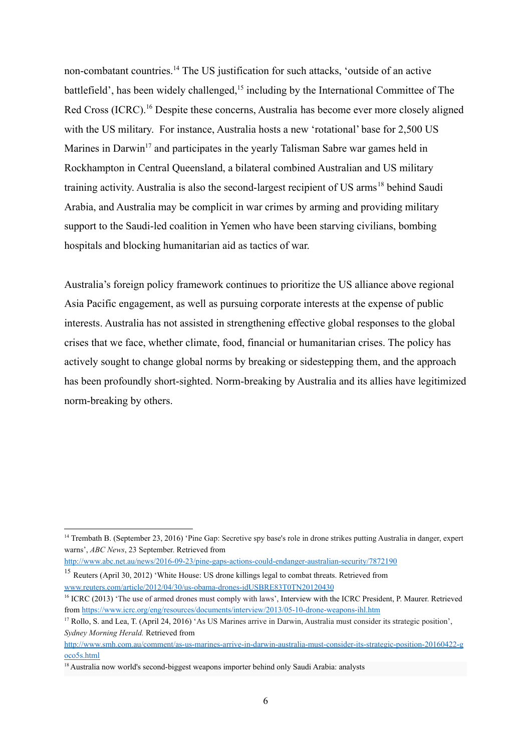non-combatant countries.[14] The US justification for such attacks, 'outside of an active battlefield', has been widely challenged,[15] including by the International Committee of The Red Cross (ICRC).[16] Despite these concerns, Australia has become ever more closely aligned with the US military. For instance, Australia hosts a new 'rotational' base for 2,500 US Marines in Darwin[17] and participates in the yearly Talisman Sabre war games held in Rockhampton in Central Queensland, a bilateral combined Australian and US military training activity. Australia is also the second-largest recipient of US arms[18] behind Saudi Arabia, and Australia may be complicit in war crimes by arming and providing military support to the Saudi-led coalition in Yemen who have been starving civilians, bombing hospitals and blocking humanitarian aid as tactics of war.

Australia's foreign policy framework continues to prioritize the US alliance above regional Asia Pacific engagement, as well as pursuing corporate interests at the expense of public interests. Australia has not assisted in strengthening effective global responses to the global crises that we face, whether climate, food, financial or humanitarian crises. The policy has actively sought to change global norms by breaking or sidestepping them, and the approach has been profoundly short-sighted. Norm-breaking by Australia and its allies have legitimized norm-breaking by others.

---

[14] Trembath B. (September 23, 2016) 'Pine Gap: Secretive spy base's role in drone strikes putting Australia in danger, expert warns', *ABC News*, 23 September. Retrieved from http://www.abc.net.au/news/2016-09-23/pine-gaps-actions-could-endanger-australian-security/7872190

[15] Reuters (April 30, 2012) 'White House: US drone killings legal to combat threats. Retrieved from www.reuters.com/article/2012/04/30/us-obama-drones-idUSBRE83T0TN20120430

[16] ICRC (2013) 'The use of armed drones must comply with laws', Interview with the ICRC President, P. Maurer. Retrieved from https://www.icrc.org/eng/resources/documents/interview/2013/05-10-drone-weapons-ihl.htm

[17] Rollo, S. and Lea, T. (April 24, 2016) 'As US Marines arrive in Darwin, Australia must consider its strategic position', *Sydney Morning Herald.* Retrieved from http://www.smh.com.au/comment/as-us-marines-arrive-in-darwin-australia-must-consider-its-strategic-position-20160422-goco5s.html

[18] Australia now world's second-biggest weapons importer behind only Saudi Arabia: analysts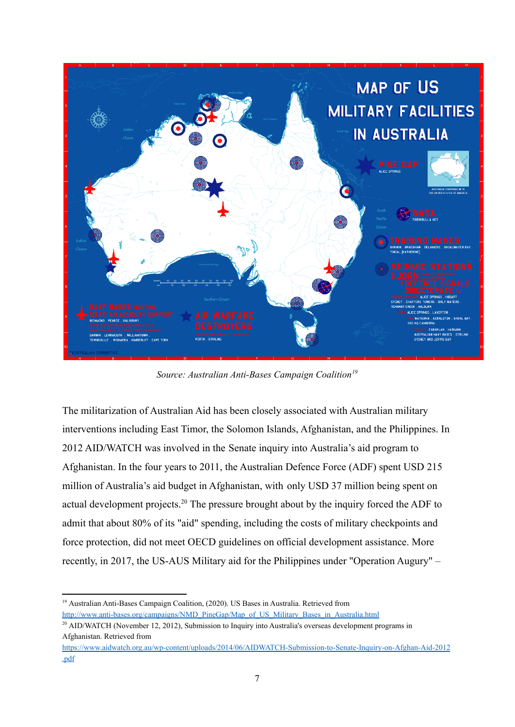Source: Australian Anti-Bases Campaign Coalition[19]

The militarization of Australian Aid has been closely associated with Australian military interventions including East Timor, the Solomon Islands, Afghanistan, and the Philippines. In 2012 AID/WATCH was involved in the Senate inquiry into Australia's aid program to Afghanistan. In the four years to 2011, the Australian Defence Force (ADF) spent USD 215 million of Australia's aid budget in Afghanistan, with only USD 37 million being spent on actual development projects.[20] The pressure brought about by the inquiry forced the ADF to admit that about 80% of its "aid" spending, including the costs of military checkpoints and force protection, did not meet OECD guidelines on official development assistance. More recently, in 2017, the US-AUS Military aid for the Philippines under "Operation Augury" –

---

[19] Australian Anti-Bases Campaign Coalition, (2020). US Bases in Australia. Retrieved from http://www.anti-bases.org/campaigns/NMD_PineGap/Map_of_US_Military_Bases_in_Australia.html

[20] AID/WATCH (November 12, 2012), Submission to Inquiry into Australia's overseas development programs in Afghanistan. Retrieved from https://www.aidwatch.org.au/wp-content/uploads/2014/06/AIDWATCH-Submission-to-Senate-Inquiry-on-Afghan-Aid-2012.pdf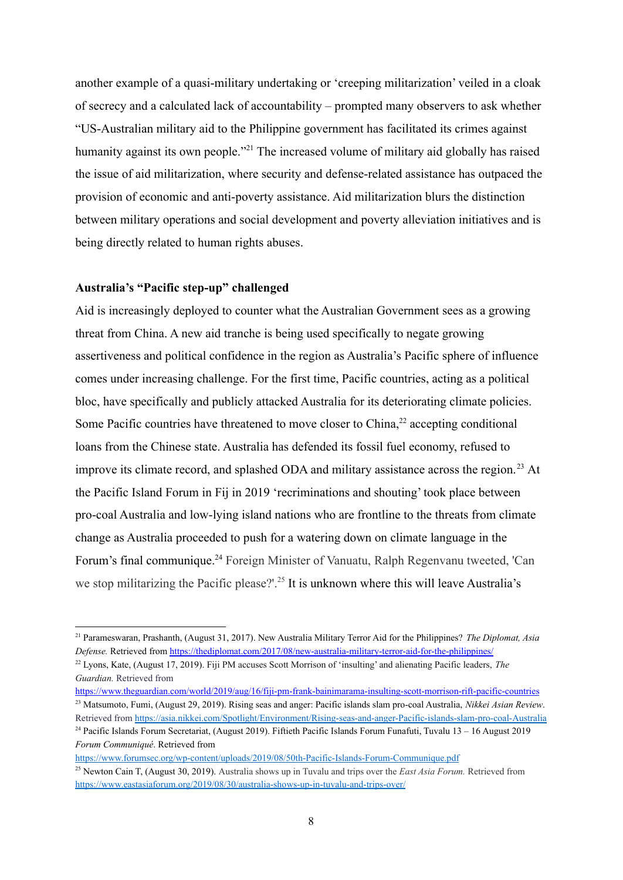another example of a quasi-military undertaking or 'creeping militarization' veiled in a cloak of secrecy and a calculated lack of accountability – prompted many observers to ask whether "US-Australian military aid to the Philippine government has facilitated its crimes against humanity against its own people."[21] The increased volume of military aid globally has raised the issue of aid militarization, where security and defense-related assistance has outpaced the provision of economic and anti-poverty assistance. Aid militarization blurs the distinction between military operations and social development and poverty alleviation initiatives and is being directly related to human rights abuses.

**Australia's "Pacific step-up" challenged**

Aid is increasingly deployed to counter what the Australian Government sees as a growing threat from China. A new aid tranche is being used specifically to negate growing assertiveness and political confidence in the region as Australia's Pacific sphere of influence comes under increasing challenge. For the first time, Pacific countries, acting as a political bloc, have specifically and publicly attacked Australia for its deteriorating climate policies. Some Pacific countries have threatened to move closer to China,[22] accepting conditional loans from the Chinese state. Australia has defended its fossil fuel economy, refused to improve its climate record, and splashed ODA and military assistance across the region.[23] At the Pacific Island Forum in Fij in 2019 'recriminations and shouting' took place between pro-coal Australia and low-lying island nations who are frontline to the threats from climate change as Australia proceeded to push for a watering down on climate language in the Forum's final communique.[24] Foreign Minister of Vanuatu, Ralph Regenvanu tweeted, 'Can we stop militarizing the Pacific please?'.[25] It is unknown where this will leave Australia's

---

[21] Parameswaran, Prashanth, (August 31, 2017). New Australia Military Terror Aid for the Philippines? *The Diplomat, Asia Defense.* Retrieved from https://thediplomat.com/2017/08/new-australia-military-terror-aid-for-the-philippines/

[22] Lyons, Kate, (August 17, 2019). Fiji PM accuses Scott Morrison of 'insulting' and alienating Pacific leaders, *The Guardian.* Retrieved from https://www.theguardian.com/world/2019/aug/16/fiji-pm-frank-bainimarama-insulting-scott-morrison-rift-pacific-countries

[23] Matsumoto, Fumi, (August 29, 2019). Rising seas and anger: Pacific islands slam pro-coal Australia, *Nikkei Asian Review*. Retrieved from https://asia.nikkei.com/Spotlight/Environment/Rising-seas-and-anger-Pacific-islands-slam-pro-coal-Australia

[24] Pacific Islands Forum Secretariat, (August 2019). Fiftieth Pacific Islands Forum Funafuti, Tuvalu 13 – 16 August 2019 *Forum Communiqué*. Retrieved from https://www.forumsec.org/wp-content/uploads/2019/08/50th-Pacific-Islands-Forum-Communique.pdf

[25] Newton Cain T, (August 30, 2019). Australia shows up in Tuvalu and trips over the *East Asia Forum.* Retrieved from https://www.eastasiaforum.org/2019/08/30/australia-shows-up-in-tuvalu-and-trips-over/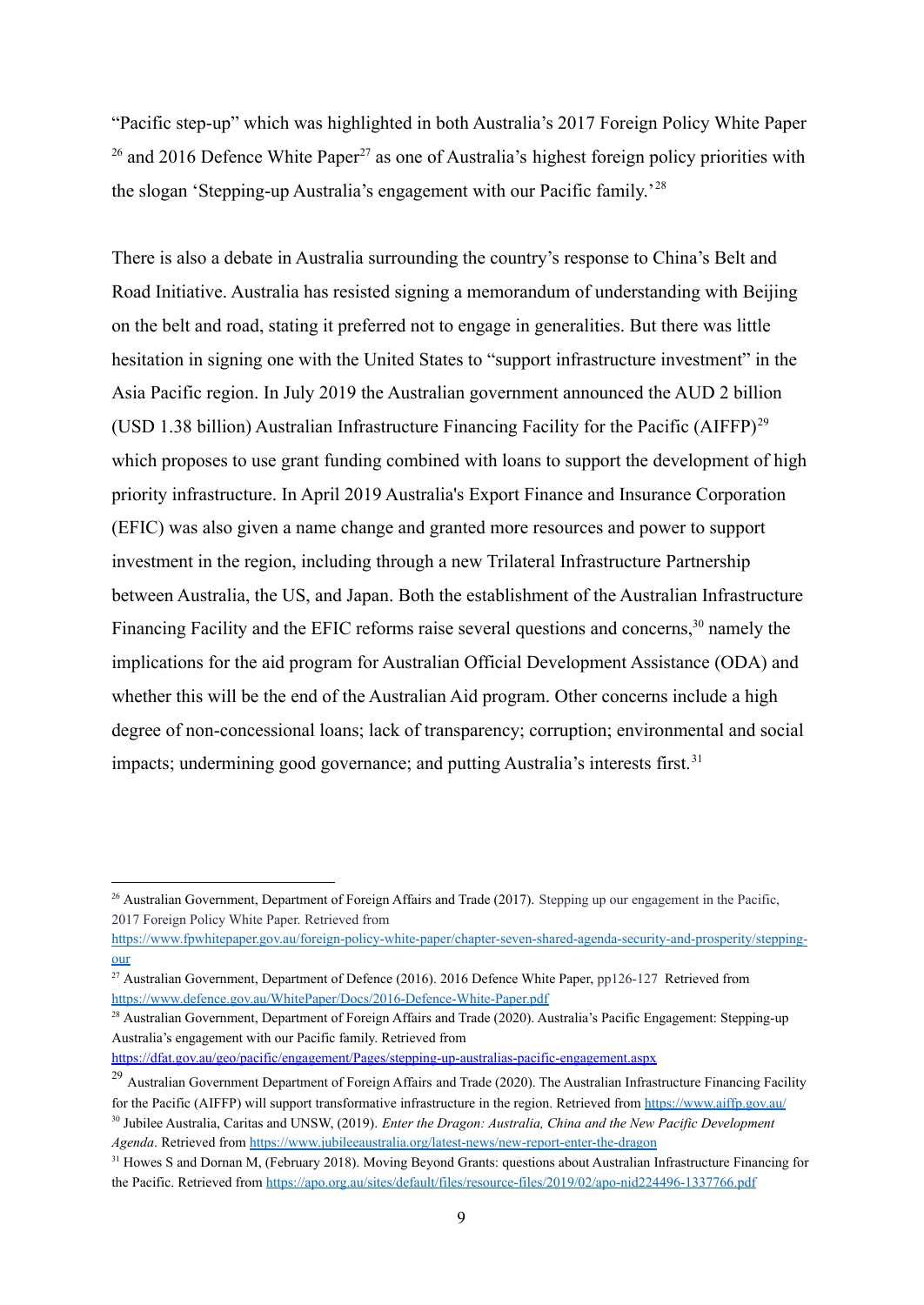"Pacific step-up" which was highlighted in both Australia's 2017 Foreign Policy White Paper [26] and 2016 Defence White Paper[27] as one of Australia's highest foreign policy priorities with the slogan 'Stepping-up Australia's engagement with our Pacific family.'[28]

There is also a debate in Australia surrounding the country's response to China's Belt and Road Initiative. Australia has resisted signing a memorandum of understanding with Beijing on the belt and road, stating it preferred not to engage in generalities. But there was little hesitation in signing one with the United States to "support infrastructure investment" in the Asia Pacific region. In July 2019 the Australian government announced the AUD 2 billion (USD 1.38 billion) Australian Infrastructure Financing Facility for the Pacific (AIFFP)[29] which proposes to use grant funding combined with loans to support the development of high priority infrastructure. In April 2019 Australia's Export Finance and Insurance Corporation (EFIC) was also given a name change and granted more resources and power to support investment in the region, including through a new Trilateral Infrastructure Partnership between Australia, the US, and Japan. Both the establishment of the Australian Infrastructure Financing Facility and the EFIC reforms raise several questions and concerns,[30] namely the implications for the aid program for Australian Official Development Assistance (ODA) and whether this will be the end of the Australian Aid program. Other concerns include a high degree of non-concessional loans; lack of transparency; corruption; environmental and social impacts; undermining good governance; and putting Australia's interests first.[31]

---

[26] Australian Government, Department of Foreign Affairs and Trade (2017). Stepping up our engagement in the Pacific, 2017 Foreign Policy White Paper. Retrieved from https://www.fpwhitepaper.gov.au/foreign-policy-white-paper/chapter-seven-shared-agenda-security-and-prosperity/stepping-our

[27] Australian Government, Department of Defence (2016). 2016 Defence White Paper, pp126-127 Retrieved from https://www.defence.gov.au/WhitePaper/Docs/2016-Defence-White-Paper.pdf

[28] Australian Government, Department of Foreign Affairs and Trade (2020). Australia's Pacific Engagement: Stepping-up Australia's engagement with our Pacific family. Retrieved from https://dfat.gov.au/geo/pacific/engagement/Pages/stepping-up-australias-pacific-engagement.aspx

[29] Australian Government Department of Foreign Affairs and Trade (2020). The Australian Infrastructure Financing Facility for the Pacific (AIFFP) will support transformative infrastructure in the region. Retrieved from https://www.aiffp.gov.au/

[30] Jubilee Australia, Caritas and UNSW, (2019). *Enter the Dragon: Australia, China and the New Pacific Development Agenda*. Retrieved from https://www.jubileeaustralia.org/latest-news/new-report-enter-the-dragon

[31] Howes S and Dornan M, (February 2018). Moving Beyond Grants: questions about Australian Infrastructure Financing for the Pacific. Retrieved from https://apo.org.au/sites/default/files/resource-files/2019/02/apo-nid224496-1337766.pdf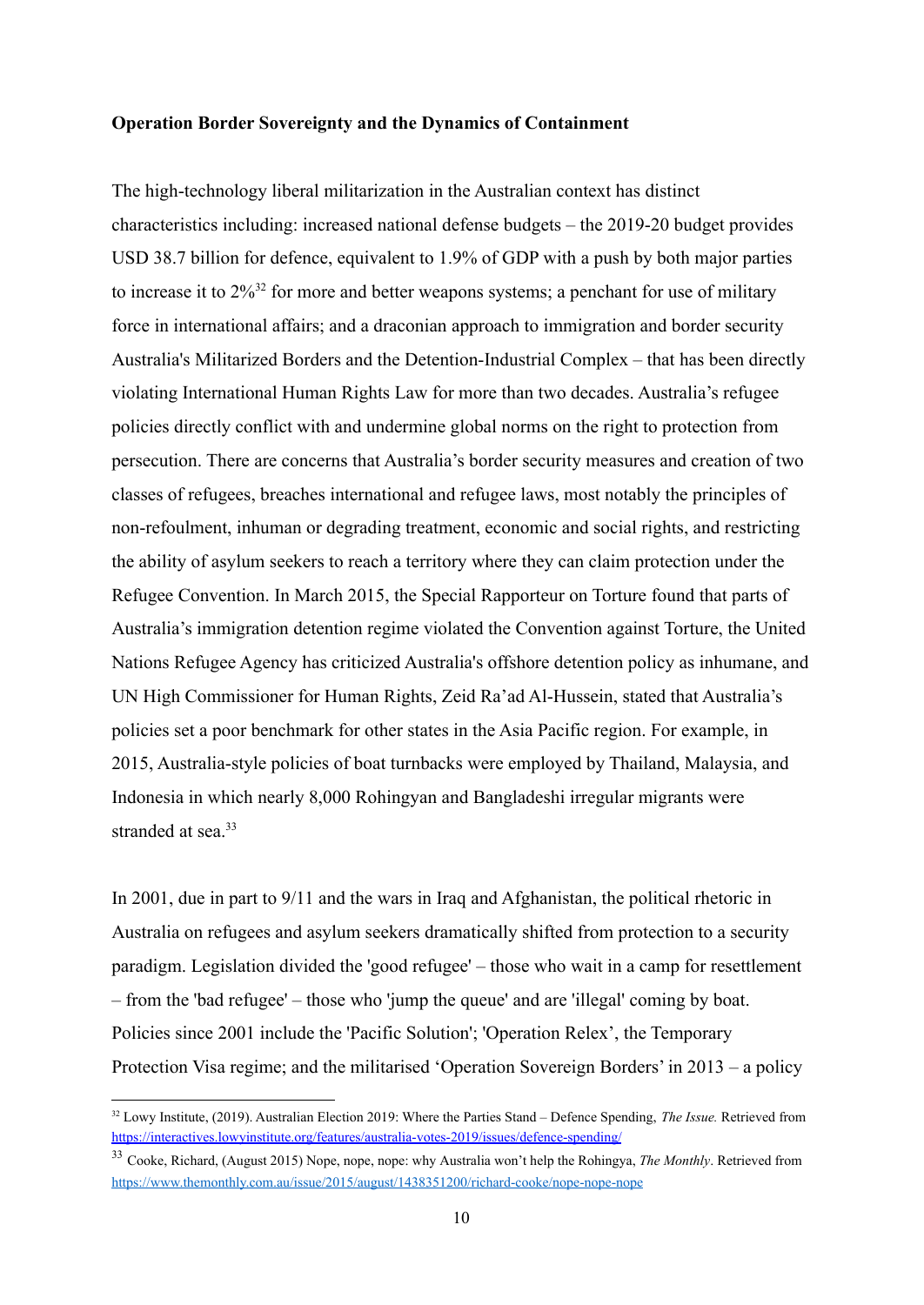**Operation Border Sovereignty and the Dynamics of Containment**

The high-technology liberal militarization in the Australian context has distinct characteristics including: increased national defense budgets – the 2019-20 budget provides USD 38.7 billion for defence, equivalent to 1.9% of GDP with a push by both major parties to increase it to 2%[32] for more and better weapons systems; a penchant for use of military force in international affairs; and a draconian approach to immigration and border security Australia's Militarized Borders and the Detention-Industrial Complex – that has been directly violating International Human Rights Law for more than two decades. Australia's refugee policies directly conflict with and undermine global norms on the right to protection from persecution. There are concerns that Australia's border security measures and creation of two classes of refugees, breaches international and refugee laws, most notably the principles of non-refoulment, inhuman or degrading treatment, economic and social rights, and restricting the ability of asylum seekers to reach a territory where they can claim protection under the Refugee Convention. In March 2015, the Special Rapporteur on Torture found that parts of Australia's immigration detention regime violated the Convention against Torture, the United Nations Refugee Agency has criticized Australia's offshore detention policy as inhumane, and UN High Commissioner for Human Rights, Zeid Ra'ad Al-Hussein, stated that Australia's policies set a poor benchmark for other states in the Asia Pacific region. For example, in 2015, Australia-style policies of boat turnbacks were employed by Thailand, Malaysia, and Indonesia in which nearly 8,000 Rohingyan and Bangladeshi irregular migrants were stranded at sea.[33]

In 2001, due in part to 9/11 and the wars in Iraq and Afghanistan, the political rhetoric in Australia on refugees and asylum seekers dramatically shifted from protection to a security paradigm. Legislation divided the 'good refugee' – those who wait in a camp for resettlement – from the 'bad refugee' – those who 'jump the queue' and are 'illegal' coming by boat. Policies since 2001 include the 'Pacific Solution'; 'Operation Relex', the Temporary Protection Visa regime; and the militarised 'Operation Sovereign Borders' in 2013 – a policy

---

[32] Lowy Institute, (2019). Australian Election 2019: Where the Parties Stand – Defence Spending, *The Issue.* Retrieved from https://interactives.lowyinstitute.org/features/australia-votes-2019/issues/defence-spending/

[33] Cooke, Richard, (August 2015) Nope, nope, nope: why Australia won't help the Rohingya, *The Monthly*. Retrieved from https://www.themonthly.com.au/issue/2015/august/1438351200/richard-cooke/nope-nope-nope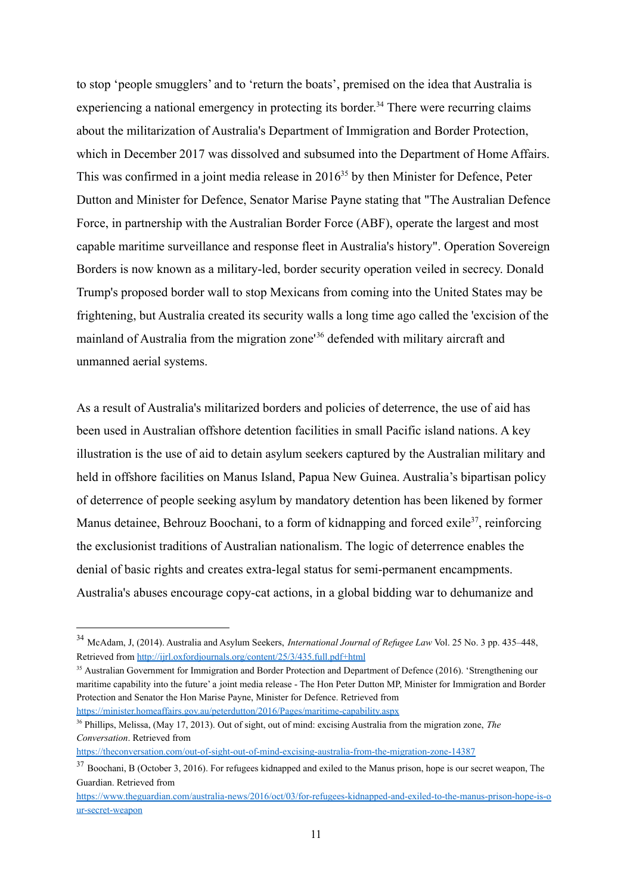to stop 'people smugglers' and to 'return the boats', premised on the idea that Australia is experiencing a national emergency in protecting its border.[34] There were recurring claims about the militarization of Australia's Department of Immigration and Border Protection, which in December 2017 was dissolved and subsumed into the Department of Home Affairs. This was confirmed in a joint media release in 2016[35] by then Minister for Defence, Peter Dutton and Minister for Defence, Senator Marise Payne stating that "The Australian Defence Force, in partnership with the Australian Border Force (ABF), operate the largest and most capable maritime surveillance and response fleet in Australia's history". Operation Sovereign Borders is now known as a military-led, border security operation veiled in secrecy. Donald Trump's proposed border wall to stop Mexicans from coming into the United States may be frightening, but Australia created its security walls a long time ago called the 'excision of the mainland of Australia from the migration zone'[36] defended with military aircraft and unmanned aerial systems.

As a result of Australia's militarized borders and policies of deterrence, the use of aid has been used in Australian offshore detention facilities in small Pacific island nations. A key illustration is the use of aid to detain asylum seekers captured by the Australian military and held in offshore facilities on Manus Island, Papua New Guinea. Australia's bipartisan policy of deterrence of people seeking asylum by mandatory detention has been likened by former Manus detainee, Behrouz Boochani, to a form of kidnapping and forced exile[37], reinforcing the exclusionist traditions of Australian nationalism. The logic of deterrence enables the denial of basic rights and creates extra-legal status for semi-permanent encampments. Australia's abuses encourage copy-cat actions, in a global bidding war to dehumanize and

---

[34] McAdam, J, (2014). Australia and Asylum Seekers, *International Journal of Refugee Law* Vol. 25 No. 3 pp. 435–448, Retrieved from http://ijrl.oxfordjournals.org/content/25/3/435.full.pdf+html

[35] Australian Government for Immigration and Border Protection and Department of Defence (2016). 'Strengthening our maritime capability into the future' a joint media release - The Hon Peter Dutton MP, Minister for Immigration and Border Protection and Senator the Hon Marise Payne, Minister for Defence. Retrieved from https://minister.homeaffairs.gov.au/peterdutton/2016/Pages/maritime-capability.aspx

[36] Phillips, Melissa, (May 17, 2013). Out of sight, out of mind: excising Australia from the migration zone, *The Conversation*. Retrieved from https://theconversation.com/out-of-sight-out-of-mind-excising-australia-from-the-migration-zone-14387

[37] Boochani, B (October 3, 2016). For refugees kidnapped and exiled to the Manus prison, hope is our secret weapon, The Guardian. Retrieved from https://www.theguardian.com/australia-news/2016/oct/03/for-refugees-kidnapped-and-exiled-to-the-manus-prison-hope-is-our-secret-weapon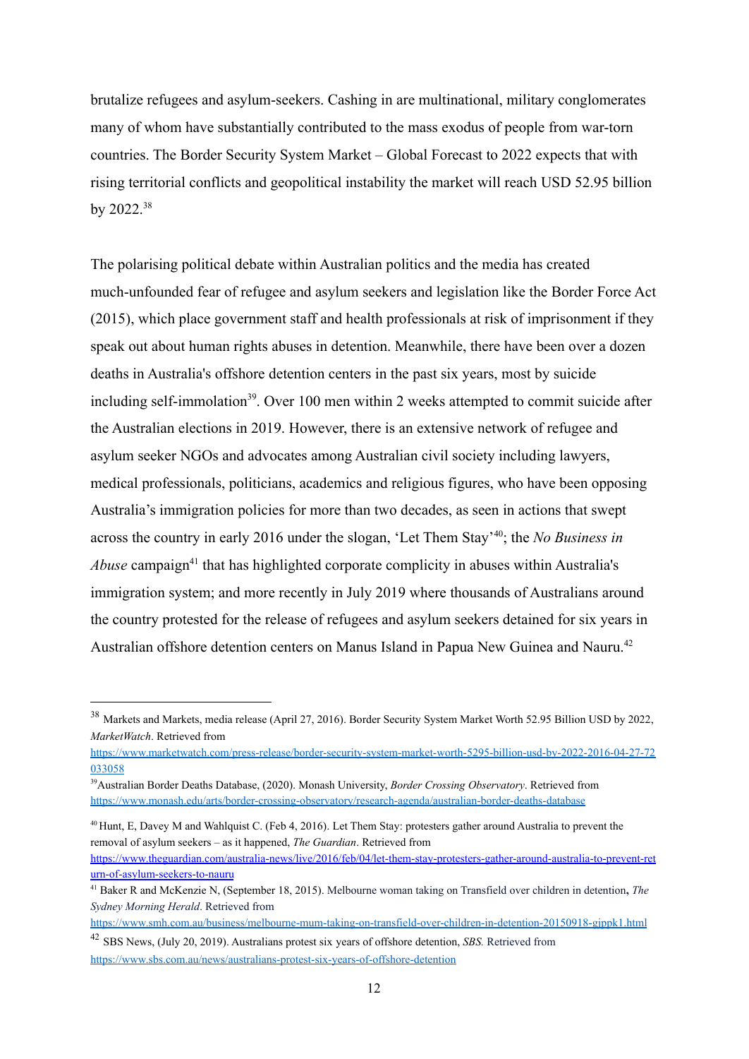brutalize refugees and asylum-seekers. Cashing in are multinational, military conglomerates many of whom have substantially contributed to the mass exodus of people from war-torn countries. The Border Security System Market – Global Forecast to 2022 expects that with rising territorial conflicts and geopolitical instability the market will reach USD 52.95 billion by 2022.[38]

The polarising political debate within Australian politics and the media has created much-unfounded fear of refugee and asylum seekers and legislation like the Border Force Act (2015), which place government staff and health professionals at risk of imprisonment if they speak out about human rights abuses in detention. Meanwhile, there have been over a dozen deaths in Australia's offshore detention centers in the past six years, most by suicide including self-immolation[39]. Over 100 men within 2 weeks attempted to commit suicide after the Australian elections in 2019. However, there is an extensive network of refugee and asylum seeker NGOs and advocates among Australian civil society including lawyers, medical professionals, politicians, academics and religious figures, who have been opposing Australia's immigration policies for more than two decades, as seen in actions that swept across the country in early 2016 under the slogan, 'Let Them Stay'[40]; the *No Business in Abuse* campaign[41] that has highlighted corporate complicity in abuses within Australia's immigration system; and more recently in July 2019 where thousands of Australians around the country protested for the release of refugees and asylum seekers detained for six years in Australian offshore detention centers on Manus Island in Papua New Guinea and Nauru.[42]

---

[38] Markets and Markets, media release (April 27, 2016). Border Security System Market Worth 52.95 Billion USD by 2022, *MarketWatch*. Retrieved from https://www.marketwatch.com/press-release/border-security-system-market-worth-5295-billion-usd-by-2022-2016-04-27-72033058

[39] Australian Border Deaths Database, (2020). Monash University, *Border Crossing Observatory*. Retrieved from https://www.monash.edu/arts/border-crossing-observatory/research-agenda/australian-border-deaths-database

[40] Hunt, E, Davey M and Wahlquist C. (Feb 4, 2016). Let Them Stay: protesters gather around Australia to prevent the removal of asylum seekers – as it happened, *The Guardian*. Retrieved from https://www.theguardian.com/australia-news/live/2016/feb/04/let-them-stay-protesters-gather-around-australia-to-prevent-return-of-asylum-seekers-to-nauru

[41] Baker R and McKenzie N, (September 18, 2015). Melbourne woman taking on Transfield over children in detention**,** *The Sydney Morning Herald*. Retrieved from https://www.smh.com.au/business/melbourne-mum-taking-on-transfield-over-children-in-detention-20150918-gjppk1.html

[42] SBS News, (July 20, 2019). Australians protest six years of offshore detention, *SBS.* Retrieved from https://www.sbs.com.au/news/australians-protest-six-years-of-offshore-detention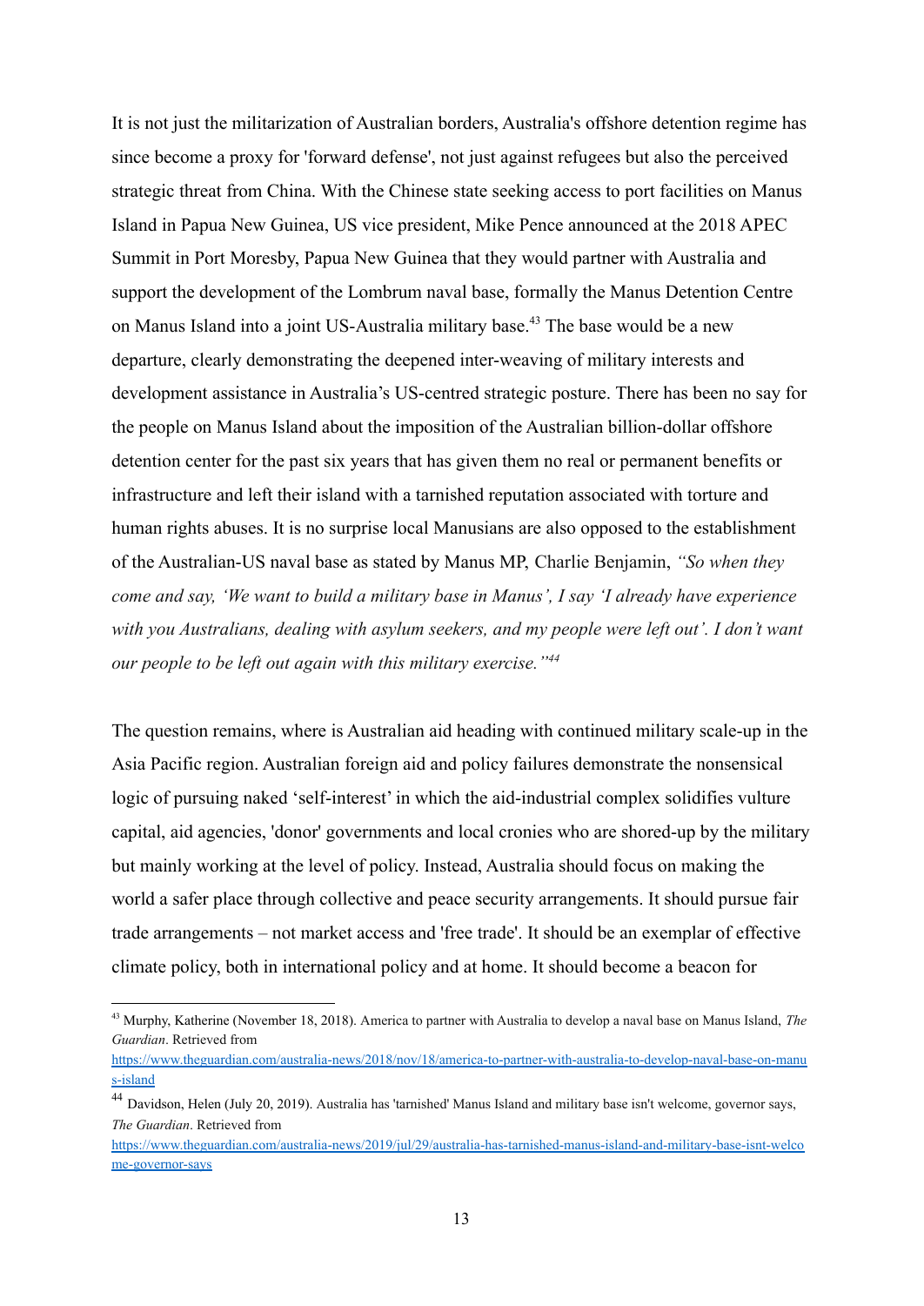It is not just the militarization of Australian borders, Australia's offshore detention regime has since become a proxy for 'forward defense', not just against refugees but also the perceived strategic threat from China. With the Chinese state seeking access to port facilities on Manus Island in Papua New Guinea, US vice president, Mike Pence announced at the 2018 APEC Summit in Port Moresby, Papua New Guinea that they would partner with Australia and support the development of the Lombrum naval base, formally the Manus Detention Centre on Manus Island into a joint US-Australia military base.[43] The base would be a new departure, clearly demonstrating the deepened inter-weaving of military interests and development assistance in Australia's US-centred strategic posture. There has been no say for the people on Manus Island about the imposition of the Australian billion-dollar offshore detention center for the past six years that has given them no real or permanent benefits or infrastructure and left their island with a tarnished reputation associated with torture and human rights abuses. It is no surprise local Manusians are also opposed to the establishment of the Australian-US naval base as stated by Manus MP, Charlie Benjamin, *"So when they come and say, 'We want to build a military base in Manus', I say 'I already have experience with you Australians, dealing with asylum seekers, and my people were left out'. I don't want our people to be left out again with this military exercise."*[44]

The question remains, where is Australian aid heading with continued military scale-up in the Asia Pacific region. Australian foreign aid and policy failures demonstrate the nonsensical logic of pursuing naked 'self-interest' in which the aid-industrial complex solidifies vulture capital, aid agencies, 'donor' governments and local cronies who are shored-up by the military but mainly working at the level of policy. Instead, Australia should focus on making the world a safer place through collective and peace security arrangements. It should pursue fair trade arrangements – not market access and 'free trade'. It should be an exemplar of effective climate policy, both in international policy and at home. It should become a beacon for

---

[43] Murphy, Katherine (November 18, 2018). America to partner with Australia to develop a naval base on Manus Island, *The Guardian*. Retrieved from https://www.theguardian.com/australia-news/2018/nov/18/america-to-partner-with-australia-to-develop-naval-base-on-manus-island

[44] Davidson, Helen (July 20, 2019). Australia has 'tarnished' Manus Island and military base isn't welcome, governor says, *The Guardian*. Retrieved from https://www.theguardian.com/australia-news/2019/jul/29/australia-has-tarnished-manus-island-and-military-base-isnt-welcome-governor-says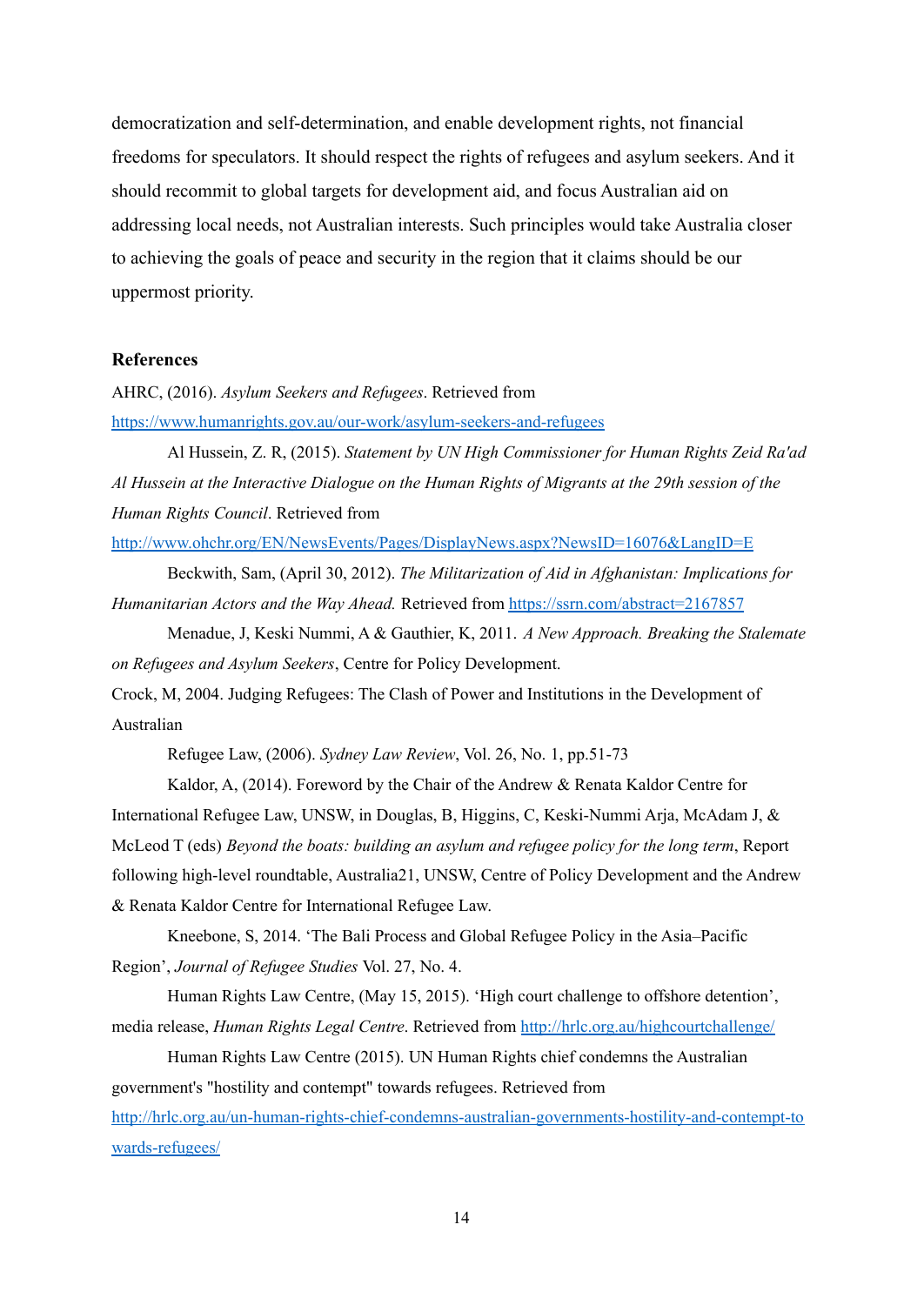democratization and self-determination, and enable development rights, not financial freedoms for speculators. It should respect the rights of refugees and asylum seekers. And it should recommit to global targets for development aid, and focus Australian aid on addressing local needs, not Australian interests. Such principles would take Australia closer to achieving the goals of peace and security in the region that it claims should be our uppermost priority.

**References**

AHRC, (2016). *Asylum Seekers and Refugees*. Retrieved from https://www.humanrights.gov.au/our-work/asylum-seekers-and-refugees

Al Hussein, Z. R, (2015). *Statement by UN High Commissioner for Human Rights Zeid Ra'ad Al Hussein at the Interactive Dialogue on the Human Rights of Migrants at the 29th session of the Human Rights Council*. Retrieved from http://www.ohchr.org/EN/NewsEvents/Pages/DisplayNews.aspx?NewsID=16076&LangID=E

Beckwith, Sam, (April 30, 2012). *The Militarization of Aid in Afghanistan: Implications for Humanitarian Actors and the Way Ahead.* Retrieved from https://ssrn.com/abstract=2167857

Menadue, J, Keski Nummi, A & Gauthier, K, 2011. *A New Approach. Breaking the Stalemate on Refugees and Asylum Seekers*, Centre for Policy Development.

Crock, M, 2004. Judging Refugees: The Clash of Power and Institutions in the Development of Australian

Refugee Law, (2006). *Sydney Law Review*, Vol. 26, No. 1, pp.51-73

Kaldor, A, (2014). Foreword by the Chair of the Andrew & Renata Kaldor Centre for International Refugee Law, UNSW, in Douglas, B, Higgins, C, Keski-Nummi Arja, McAdam J, & McLeod T (eds) *Beyond the boats: building an asylum and refugee policy for the long term*, Report following high-level roundtable, Australia21, UNSW, Centre of Policy Development and the Andrew & Renata Kaldor Centre for International Refugee Law.

Kneebone, S, 2014. 'The Bali Process and Global Refugee Policy in the Asia–Pacific Region', *Journal of Refugee Studies* Vol. 27, No. 4.

Human Rights Law Centre, (May 15, 2015). 'High court challenge to offshore detention', media release, *Human Rights Legal Centre*. Retrieved from http://hrlc.org.au/highcourtchallenge/

Human Rights Law Centre (2015). UN Human Rights chief condemns the Australian government's "hostility and contempt" towards refugees. Retrieved from http://hrlc.org.au/un-human-rights-chief-condemns-australian-governments-hostility-and-contempt-towards-refugees/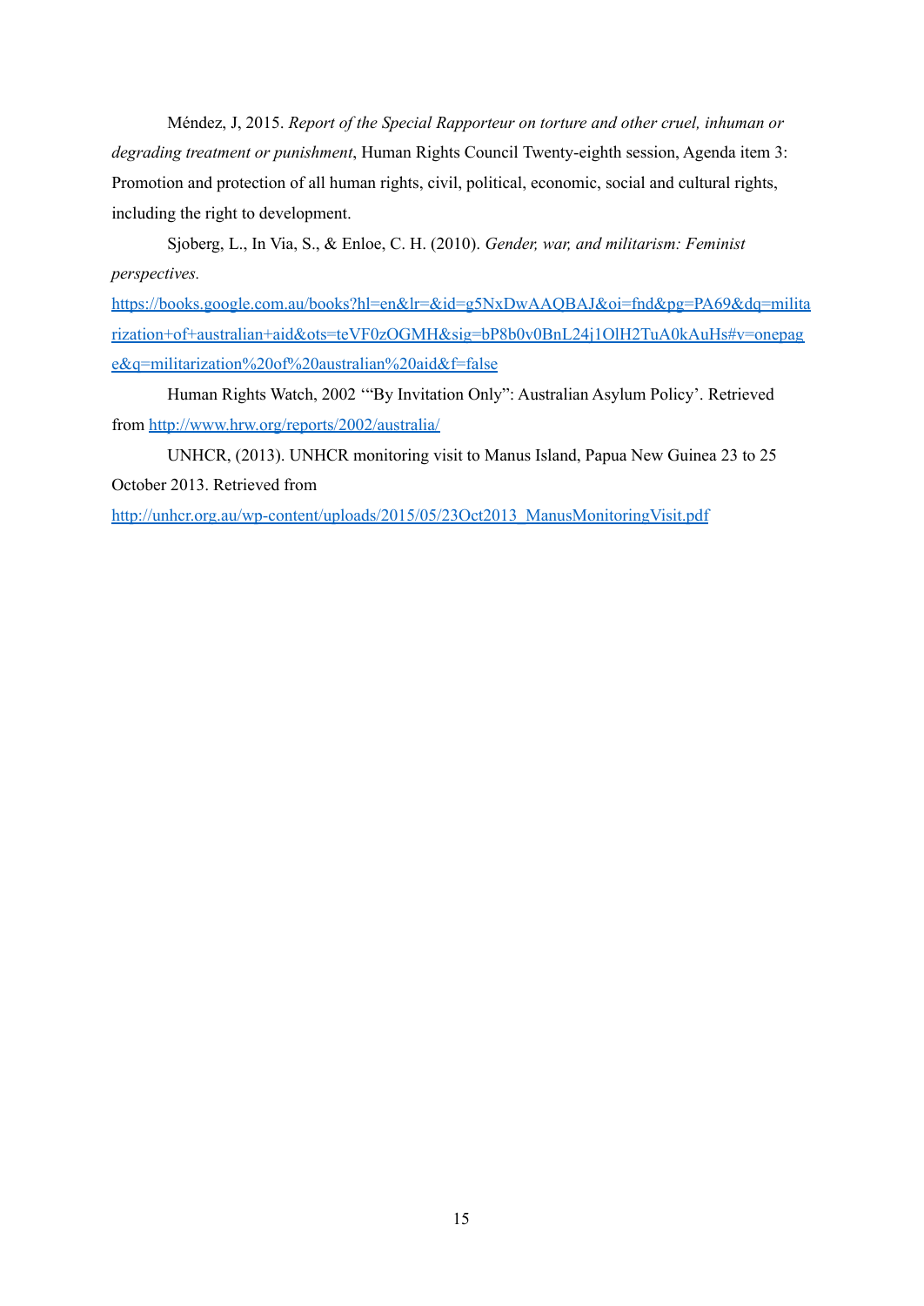Méndez, J, 2015. *Report of the Special Rapporteur on torture and other cruel, inhuman or degrading treatment or punishment*, Human Rights Council Twenty-eighth session, Agenda item 3: Promotion and protection of all human rights, civil, political, economic, social and cultural rights, including the right to development.

Sjoberg, L., In Via, S., & Enloe, C. H. (2010). *Gender, war, and militarism: Feminist perspectives.* https://books.google.com.au/books?hl=en&lr=&id=g5NxDwAAQBAJ&oi=fnd&pg=PA69&dq=militarization+of+australian+aid&ots=teVF0zOGMH&sig=bP8b0v0BnL24j1OlH2TuA0kAuHs#v=onepage&q=militarization%20of%20australian%20aid&f=false

Human Rights Watch, 2002 '"By Invitation Only": Australian Asylum Policy'. Retrieved from http://www.hrw.org/reports/2002/australia/

UNHCR, (2013). UNHCR monitoring visit to Manus Island, Papua New Guinea 23 to 25 October 2013. Retrieved from http://unhcr.org.au/wp-content/uploads/2015/05/23Oct2013_ManusMonitoringVisit.pdf